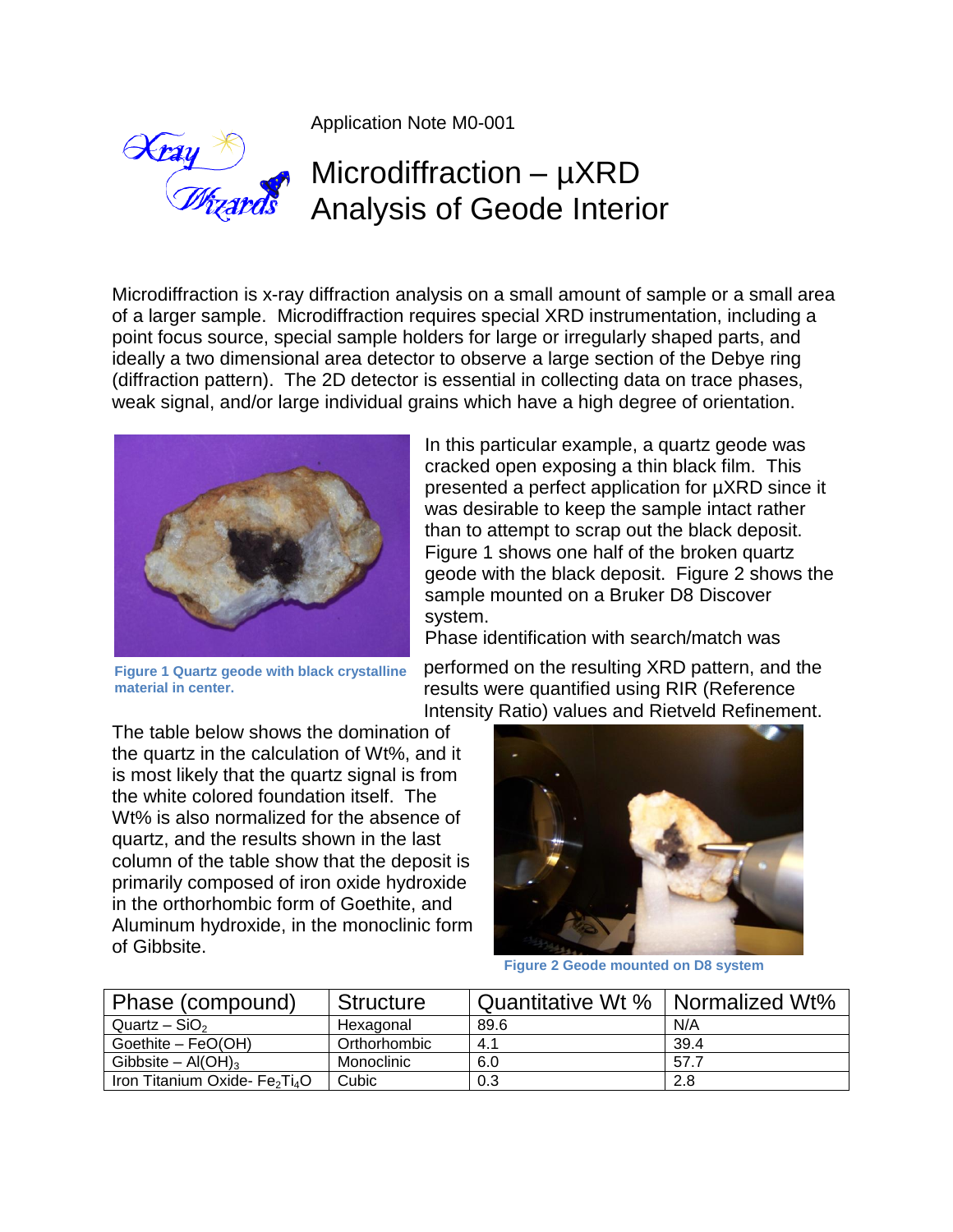Application Note M0-001

# Microdiffraction – µXRD Analysis of Geode Interior

Microdiffraction is x-ray diffraction analysis on a small amount of sample or a small area of a larger sample. Microdiffraction requires special XRD instrumentation, including a point focus source, special sample holders for large or irregularly shaped parts, and ideally a two dimensional area detector to observe a large section of the Debye ring (diffraction pattern). The 2D detector is essential in collecting data on trace phases, weak signal, and/or large individual grains which have a high degree of orientation.

**Figure 1 Quartz geode with black crystalline material in center.**

In this particular example, a quartz geode was cracked open exposing a thin black film. This presented a perfect application for µXRD since it was desirable to keep the sample intact rather than to attempt to scrap out the black deposit. Figure 1 shows one half of the broken quartz geode with the black deposit. Figure 2 shows the sample mounted on a Bruker D8 Discover system.

Phase identification with search/match was performed on the resulting XRD pattern, and the results were quantified using RIR (Reference Intensity Ratio) values and Rietveld Refinement.

The table below shows the domination of the quartz in the calculation of Wt%, and it is most likely that the quartz signal is from the white colored foundation itself. The Wt% is also normalized for the absence of quartz, and the results shown in the last column of the table show that the deposit is primarily composed of iron oxide hydroxide in the orthorhombic form of Goethite, and Aluminum hydroxide, in the monoclinic form of Gibbsite.

**Figure 2 Geode mounted on D8 system**

| Phase (compound) | Structure | Quantitative Wt % | Normalized Wt% |
| --- | --- | --- | --- |
| Quartz – $SiO_2$ | Hexagonal | 89.6 | N/A |
| Goethite – $FeO(OH)$ | Orthorhombic | 4.1 | 39.4 |
| Gibbsite – $Al(OH)_3$ | Monoclinic | 6.0 | 57.7 |
| Iron Titanium Oxide- $Fe_2Ti_4O$ | Cubic | 0.3 | 2.8 |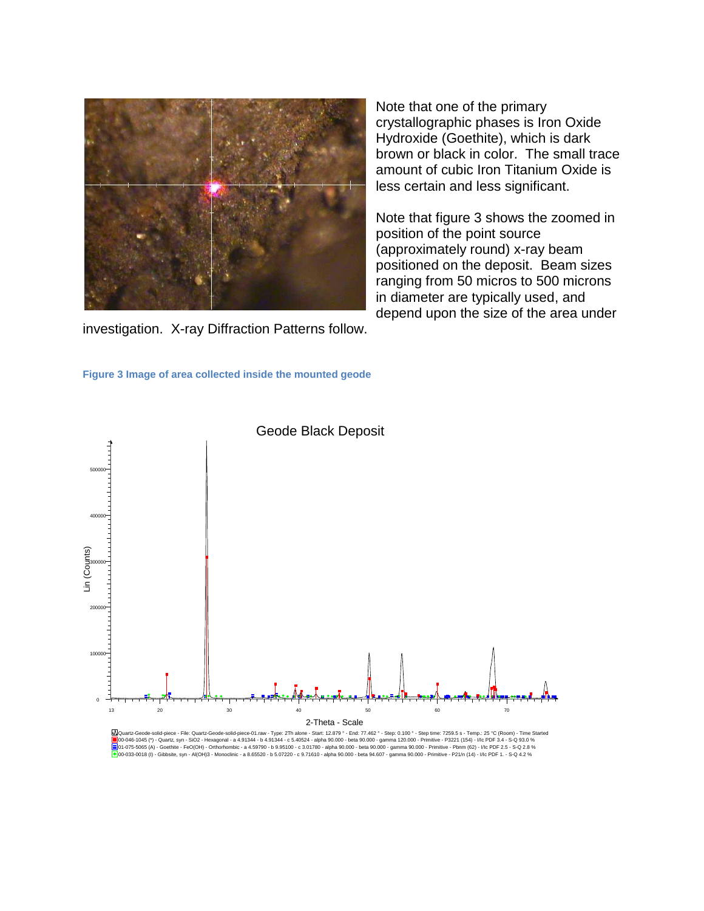Note that one of the primary crystallographic phases is Iron Oxide Hydroxide (Goethite), which is dark brown or black in color. The small trace amount of cubic Iron Titanium Oxide is less certain and less significant.

Note that figure 3 shows the zoomed in position of the point source (approximately round) x-ray beam positioned on the deposit. Beam sizes ranging from 50 micros to 500 microns in diameter are typically used, and depend upon the size of the area under investigation. X-ray Diffraction Patterns follow.

**Figure 3 Image of area collected inside the mounted geode**

Geode Black Deposit

Lin (Counts)

2-Theta - Scale

Quartz-Geode-solid-piece - File: Quartz-Geode-solid-piece-01.raw - Type: 2Th alone - Start: 12.879 ° - End: 77.462 ° - Step: 0.100 ° - Step time: 7259.5 s - Temp.: 25 °C (Room) - Time Started
00-046-1045 (*) - Quartz, syn - SiO2 - Hexagonal - a 4.91344 - b 4.91344 - c 5.40524 - alpha 90.000 - beta 90.000 - gamma 120.000 - Primitive - P3221 (154) - I/Ic PDF 3.4 - S-Q 93.0 %
01-075-5065 (A) - Goethite - FeO(OH) - Orthorhombic - a 4.59790 - b 9.95100 - c 3.01780 - alpha 90.000 - beta 90.000 - gamma 90.000 - Primitive - Pbnm (62) - I/Ic PDF 2.5 - S-Q 2.8 %
00-033-0018 (I) - Gibbsite, syn - Al(OH)3 - Monoclinic - a 8.65520 - b 5.07220 - c 9.71610 - alpha 90.000 - beta 94.607 - gamma 90.000 - Primitive - P21/n (14) - I/Ic PDF 1. - S-Q 4.2 %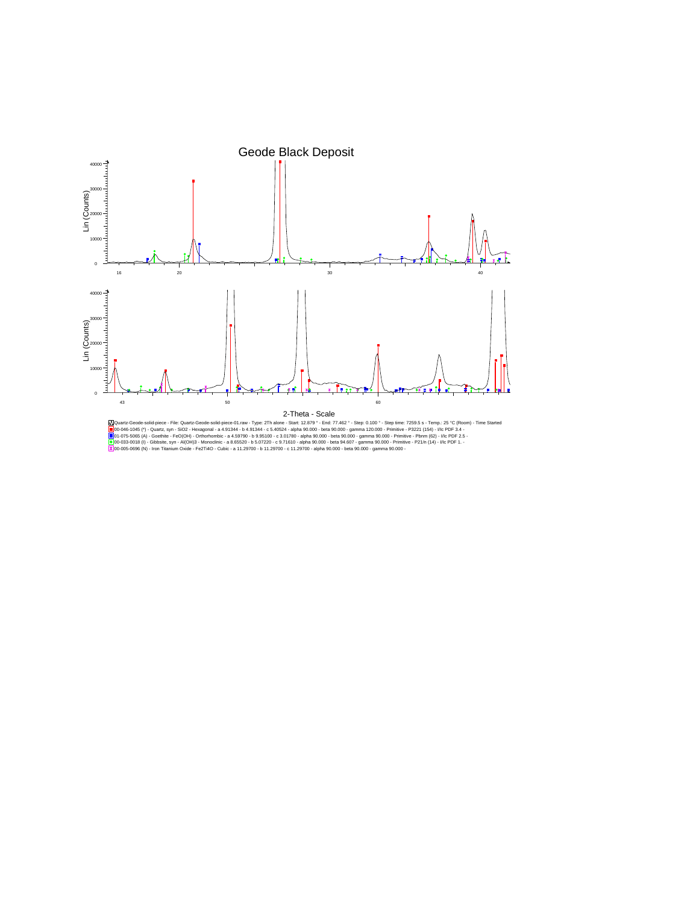Geode Black Deposit

Lin (Counts)

40000
30000
20000
10000
0

16
20
30
40

Lin (Counts)

40000
30000
20000
10000
0

43
50
60

2-Theta - Scale

Quartz-Geode-solid-piece - File: Quartz-Geode-solid-piece-01.raw - Type: 2Th alone - Start: 12.879 ° - End: 77.462 ° - Step: 0.100 ° - Step time: 7259.5 s - Temp.: 25 °C (Room) - Time Started

00-046-1045 (*) - Quartz, syn - SiO2 - Hexagonal - a 4.91344 - b 4.91344 - c 5.40524 - alpha 90.000 - beta 90.000 - gamma 120.000 - Primitive - P3221 (154) - I/Ic PDF 3.4 -

01-075-5065 (A) - Goethite - FeO(OH) - Orthorhombic - a 4.59790 - b 9.95100 - c 3.01780 - alpha 90.000 - beta 90.000 - gamma 90.000 - Primitive - Pbnm (62) - I/Ic PDF 2.5 -

00-033-0018 (I) - Gibbsite, syn - Al(OH)3 - Monoclinic - a 8.65520 - b 5.07220 - c 9.71610 - alpha 90.000 - beta 94.607 - gamma 90.000 - Primitive - P21/n (14) - I/Ic PDF 1. -

00-005-0696 (N) - Iron Titanium Oxide - Fe2TiO4 - Cubic - a 11.29700 - b 11.29700 - c 11.29700 - alpha 90.000 - beta 90.000 - gamma 90.000 -